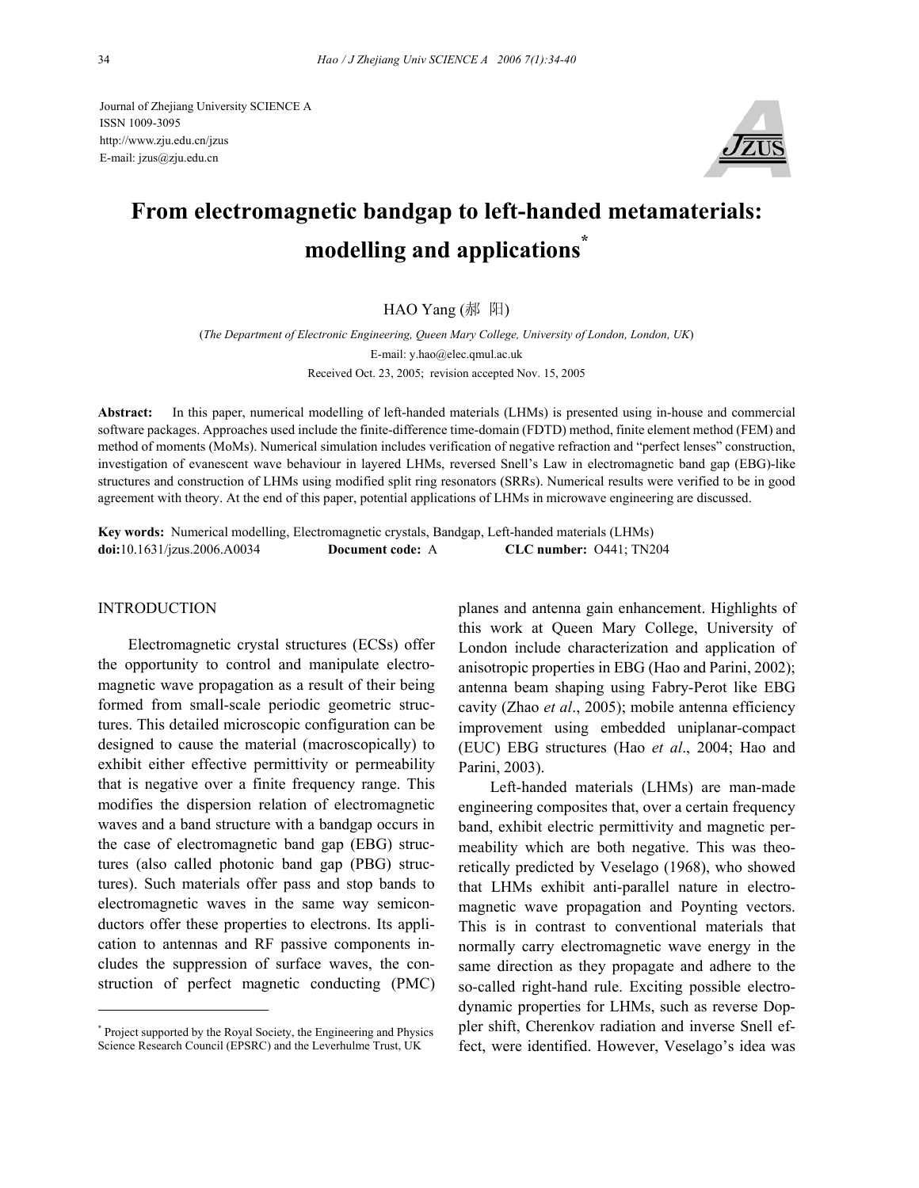Journal of Zhejiang University SCIENCE A
ISSN 1009-3095
http://www.zju.edu.cn/jzus
E-mail: jzus@zju.edu.cn

# From electromagnetic bandgap to left-handed metamaterials: modelling and applications*

HAO Yang (郝 阳)

(*The Department of Electronic Engineering, Queen Mary College, University of London, London, UK*)

E-mail: y.hao@elec.qmul.ac.uk

Received Oct. 23, 2005; revision accepted Nov. 15, 2005

**Abstract:** In this paper, numerical modelling of left-handed materials (LHMs) is presented using in-house and commercial software packages. Approaches used include the finite-difference time-domain (FDTD) method, finite element method (FEM) and method of moments (MoMs). Numerical simulation includes verification of negative refraction and "perfect lenses" construction, investigation of evanescent wave behaviour in layered LHMs, reversed Snell's Law in electromagnetic band gap (EBG)-like structures and construction of LHMs using modified split ring resonators (SRRs). Numerical results were verified to be in good agreement with theory. At the end of this paper, potential applications of LHMs in microwave engineering are discussed.

**Key words:** Numerical modelling, Electromagnetic crystals, Bandgap, Left-handed materials (LHMs)

**doi:**10.1631/jzus.2006.A0034 **Document code:** A **CLC number:** O441; TN204

## INTRODUCTION

Electromagnetic crystal structures (ECSs) offer the opportunity to control and manipulate electromagnetic wave propagation as a result of their being formed from small-scale periodic geometric structures. This detailed microscopic configuration can be designed to cause the material (macroscopically) to exhibit either effective permittivity or permeability that is negative over a finite frequency range. This modifies the dispersion relation of electromagnetic waves and a band structure with a bandgap occurs in the case of electromagnetic band gap (EBG) structures (also called photonic band gap (PBG) structures). Such materials offer pass and stop bands to electromagnetic waves in the same way semiconductors offer these properties to electrons. Its application to antennas and RF passive components includes the suppression of surface waves, the construction of perfect magnetic conducting (PMC) planes and antenna gain enhancement. Highlights of this work at Queen Mary College, University of London include characterization and application of anisotropic properties in EBG (Hao and Parini, 2002); antenna beam shaping using Fabry-Perot like EBG cavity (Zhao *et al*., 2005); mobile antenna efficiency improvement using embedded uniplanar-compact (EUC) EBG structures (Hao *et al*., 2004; Hao and Parini, 2003).

Left-handed materials (LHMs) are man-made engineering composites that, over a certain frequency band, exhibit electric permittivity and magnetic permeability which are both negative. This was theoretically predicted by Veselago (1968), who showed that LHMs exhibit anti-parallel nature in electromagnetic wave propagation and Poynting vectors. This is in contrast to conventional materials that normally carry electromagnetic wave energy in the same direction as they propagate and adhere to the so-called right-hand rule. Exciting possible electrodynamic properties for LHMs, such as reverse Doppler shift, Cherenkov radiation and inverse Snell effect, were identified. However, Veselago's idea was

---

* Project supported by the Royal Society, the Engineering and Physics Science Research Council (EPSRC) and the Leverhulme Trust, UK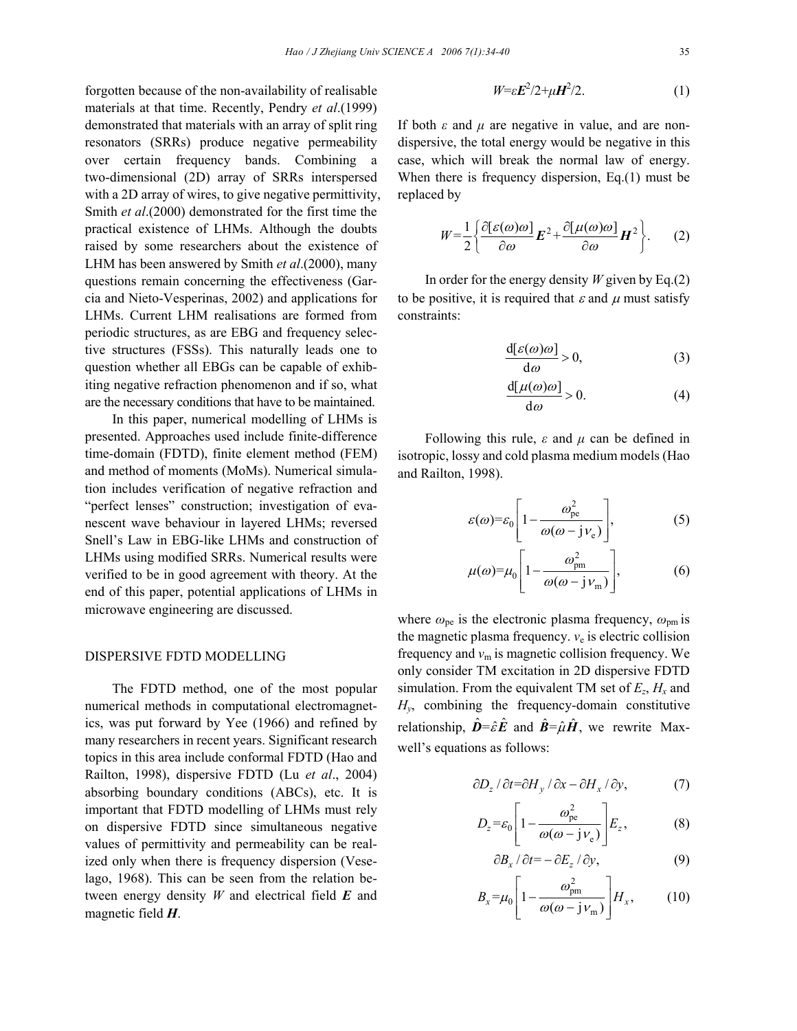forgotten because of the non-availability of realisable materials at that time. Recently, Pendry *et al*.(1999) demonstrated that materials with an array of split ring resonators (SRRs) produce negative permeability over certain frequency bands. Combining a two-dimensional (2D) array of SRRs interspersed with a 2D array of wires, to give negative permittivity, Smith *et al*.(2000) demonstrated for the first time the practical existence of LHMs. Although the doubts raised by some researchers about the existence of LHM has been answered by Smith *et al*.(2000), many questions remain concerning the effectiveness (Garcia and Nieto-Vesperinas, 2002) and applications for LHMs. Current LHM realisations are formed from periodic structures, as are EBG and frequency selective structures (FSSs). This naturally leads one to question whether all EBGs can be capable of exhibiting negative refraction phenomenon and if so, what are the necessary conditions that have to be maintained.

In this paper, numerical modelling of LHMs is presented. Approaches used include finite-difference time-domain (FDTD), finite element method (FEM) and method of moments (MoMs). Numerical simulation includes verification of negative refraction and "perfect lenses" construction; investigation of evanescent wave behaviour in layered LHMs; reversed Snell's Law in EBG-like LHMs and construction of LHMs using modified SRRs. Numerical results were verified to be in good agreement with theory. At the end of this paper, potential applications of LHMs in microwave engineering are discussed.

## DISPERSIVE FDTD MODELLING

The FDTD method, one of the most popular numerical methods in computational electromagnetics, was put forward by Yee (1966) and refined by many researchers in recent years. Significant research topics in this area include conformal FDTD (Hao and Railton, 1998), dispersive FDTD (Lu *et al*., 2004) absorbing boundary conditions (ABCs), etc. It is important that FDTD modelling of LHMs must rely on dispersive FDTD since simultaneous negative values of permittivity and permeability can be realized only when there is frequency dispersion (Veselago, 1968). This can be seen from the relation between energy density $W$ and electrical field $\boldsymbol{E}$ and magnetic field $\boldsymbol{H}$.

$$W=\varepsilon\boldsymbol{E}^2/2+\mu\boldsymbol{H}^2/2. \tag{1}$$

If both $\varepsilon$ and $\mu$ are negative in value, and are non-dispersive, the total energy would be negative in this case, which will break the normal law of energy. When there is frequency dispersion, Eq.(1) must be replaced by

$$W=\frac{1}{2}\left\{\frac{\partial[\varepsilon(\omega)\omega]}{\partial\omega}\boldsymbol{E}^2+\frac{\partial[\mu(\omega)\omega]}{\partial\omega}\boldsymbol{H}^2\right\}. \tag{2}$$

In order for the energy density $W$ given by Eq.(2) to be positive, it is required that $\varepsilon$ and $\mu$ must satisfy constraints:

$$\frac{\mathrm{d}[\varepsilon(\omega)\omega]}{\mathrm{d}\omega}>0, \tag{3}$$

$$\frac{\mathrm{d}[\mu(\omega)\omega]}{\mathrm{d}\omega}>0. \tag{4}$$

Following this rule, $\varepsilon$ and $\mu$ can be defined in isotropic, lossy and cold plasma medium models (Hao and Railton, 1998).

$$\varepsilon(\omega)=\varepsilon_0\left[1-\frac{\omega_{\mathrm{pe}}^2}{\omega(\omega-\mathrm{j}\nu_{\mathrm{e}})}\right], \tag{5}$$

$$\mu(\omega)=\mu_0\left[1-\frac{\omega_{\mathrm{pm}}^2}{\omega(\omega-\mathrm{j}\nu_{\mathrm{m}})}\right], \tag{6}$$

where $\omega_{\mathrm{pe}}$ is the electronic plasma frequency, $\omega_{\mathrm{pm}}$ is the magnetic plasma frequency. $\nu_{\mathrm{e}}$ is electric collision frequency and $\nu_{\mathrm{m}}$ is magnetic collision frequency. We only consider TM excitation in 2D dispersive FDTD simulation. From the equivalent TM set of $E_z$, $H_x$ and $H_y$, combining the frequency-domain constitutive relationship, $\hat{\boldsymbol{D}}=\hat{\varepsilon}\hat{\boldsymbol{E}}$ and $\hat{\boldsymbol{B}}=\hat{\mu}\hat{\boldsymbol{H}}$, we rewrite Maxwell's equations as follows:

$$\partial D_z/\partial t=\partial H_y/\partial x-\partial H_x/\partial y, \tag{7}$$

$$D_z=\varepsilon_0\left[1-\frac{\omega_{\mathrm{pe}}^2}{\omega(\omega-\mathrm{j}\nu_{\mathrm{e}})}\right]E_z, \tag{8}$$

$$\partial B_x/\partial t=-\partial E_z/\partial y, \tag{9}$$

$$B_x=\mu_0\left[1-\frac{\omega_{\mathrm{pm}}^2}{\omega(\omega-\mathrm{j}\nu_{\mathrm{m}})}\right]H_x, \tag{10}$$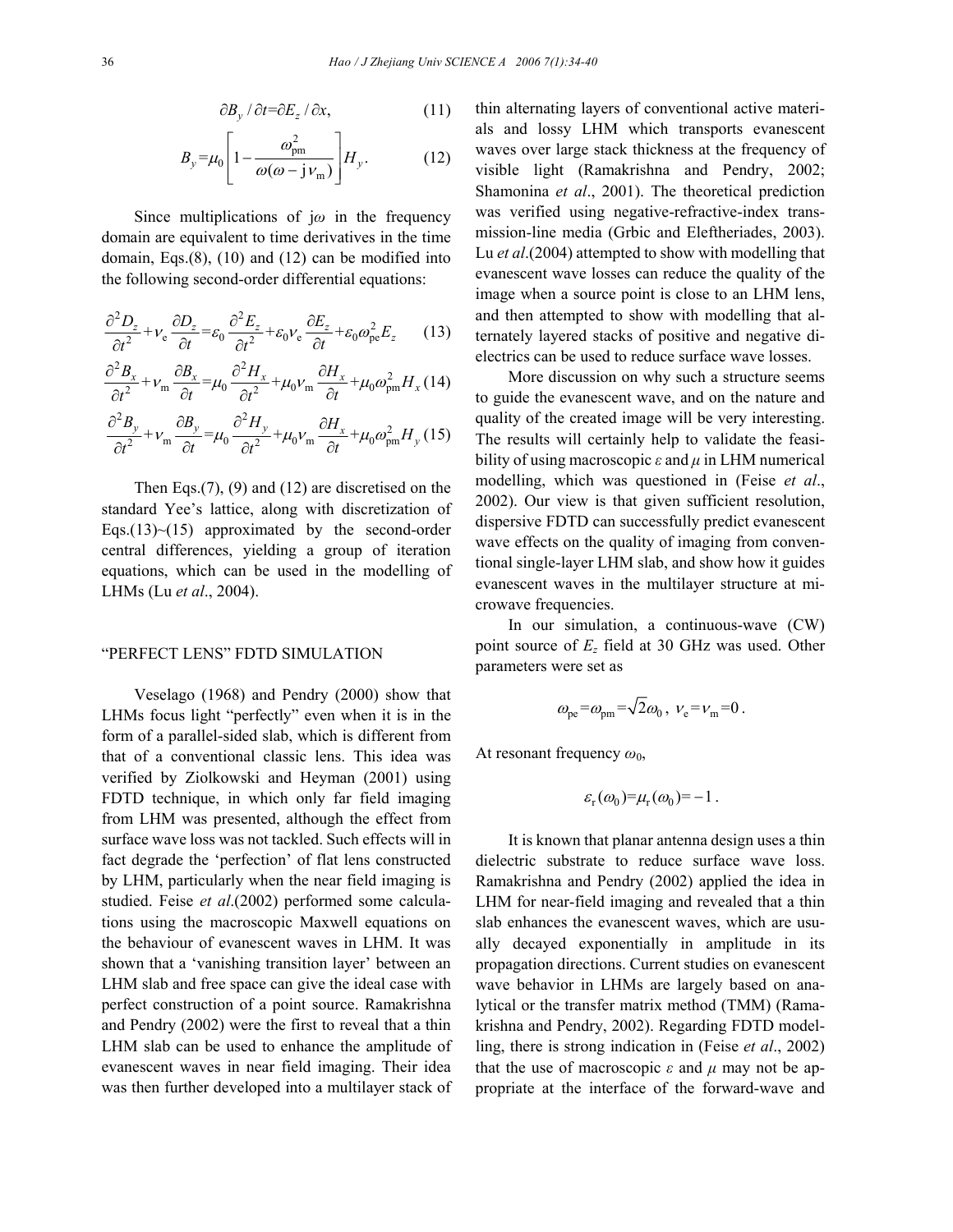$$\partial B_y / \partial t = \partial E_z / \partial x, \tag{11}$$

$$B_y = \mu_0 \left[ 1 - \frac{\omega_{\mathrm{pm}}^2}{\omega(\omega - \mathrm{j}\nu_{\mathrm{m}})} \right] H_y. \tag{12}$$

Since multiplications of $\mathrm{j}\omega$ in the frequency domain are equivalent to time derivatives in the time domain, Eqs.(8), (10) and (12) can be modified into the following second-order differential equations:

$$\frac{\partial^2 D_z}{\partial t^2} + \nu_{\mathrm{e}} \frac{\partial D_z}{\partial t} = \varepsilon_0 \frac{\partial^2 E_z}{\partial t^2} + \varepsilon_0 \nu_{\mathrm{e}} \frac{\partial E_z}{\partial t} + \varepsilon_0 \omega_{\mathrm{pe}}^2 E_z \tag{13}$$

$$\frac{\partial^2 B_x}{\partial t^2} + \nu_{\mathrm{m}} \frac{\partial B_x}{\partial t} = \mu_0 \frac{\partial^2 H_x}{\partial t^2} + \mu_0 \nu_{\mathrm{m}} \frac{\partial H_x}{\partial t} + \mu_0 \omega_{\mathrm{pm}}^2 H_x \tag{14}$$

$$\frac{\partial^2 B_y}{\partial t^2} + \nu_{\mathrm{m}} \frac{\partial B_y}{\partial t} = \mu_0 \frac{\partial^2 H_y}{\partial t^2} + \mu_0 \nu_{\mathrm{m}} \frac{\partial H_x}{\partial t} + \mu_0 \omega_{\mathrm{pm}}^2 H_y \tag{15}$$

Then Eqs.(7), (9) and (12) are discretised on the standard Yee's lattice, along with discretization of Eqs.(13)~(15) approximated by the second-order central differences, yielding a group of iteration equations, which can be used in the modelling of LHMs (Lu *et al*., 2004).

## "PERFECT LENS" FDTD SIMULATION

Veselago (1968) and Pendry (2000) show that LHMs focus light "perfectly" even when it is in the form of a parallel-sided slab, which is different from that of a conventional classic lens. This idea was verified by Ziolkowski and Heyman (2001) using FDTD technique, in which only far field imaging from LHM was presented, although the effect from surface wave loss was not tackled. Such effects will in fact degrade the 'perfection' of flat lens constructed by LHM, particularly when the near field imaging is studied. Feise *et al*.(2002) performed some calculations using the macroscopic Maxwell equations on the behaviour of evanescent waves in LHM. It was shown that a 'vanishing transition layer' between an LHM slab and free space can give the ideal case with perfect construction of a point source. Ramakrishna and Pendry (2002) were the first to reveal that a thin LHM slab can be used to enhance the amplitude of evanescent waves in near field imaging. Their idea was then further developed into a multilayer stack of thin alternating layers of conventional active materials and lossy LHM which transports evanescent waves over large stack thickness at the frequency of visible light (Ramakrishna and Pendry, 2002; Shamonina *et al*., 2001). The theoretical prediction was verified using negative-refractive-index transmission-line media (Grbic and Eleftheriades, 2003). Lu *et al*.(2004) attempted to show with modelling that evanescent wave losses can reduce the quality of the image when a source point is close to an LHM lens, and then attempted to show with modelling that alternately layered stacks of positive and negative dielectrics can be used to reduce surface wave losses.

More discussion on why such a structure seems to guide the evanescent wave, and on the nature and quality of the created image will be very interesting. The results will certainly help to validate the feasibility of using macroscopic $\varepsilon$ and $\mu$ in LHM numerical modelling, which was questioned in (Feise *et al*., 2002). Our view is that given sufficient resolution, dispersive FDTD can successfully predict evanescent wave effects on the quality of imaging from conventional single-layer LHM slab, and show how it guides evanescent waves in the multilayer structure at microwave frequencies.

In our simulation, a continuous-wave (CW) point source of $E_z$ field at 30 GHz was used. Other parameters were set as

$$\omega_{\mathrm{pe}} = \omega_{\mathrm{pm}} = \sqrt{2}\omega_0, \; \nu_{\mathrm{e}} = \nu_{\mathrm{m}} = 0 .$$

At resonant frequency $\omega_0$,

$$\varepsilon_{\mathrm{r}}(\omega_0) = \mu_{\mathrm{r}}(\omega_0) = -1 .$$

It is known that planar antenna design uses a thin dielectric substrate to reduce surface wave loss. Ramakrishna and Pendry (2002) applied the idea in LHM for near-field imaging and revealed that a thin slab enhances the evanescent waves, which are usually decayed exponentially in amplitude in its propagation directions. Current studies on evanescent wave behavior in LHMs are largely based on analytical or the transfer matrix method (TMM) (Ramakrishna and Pendry, 2002). Regarding FDTD modelling, there is strong indication in (Feise *et al*., 2002) that the use of macroscopic $\varepsilon$ and $\mu$ may not be appropriate at the interface of the forward-wave and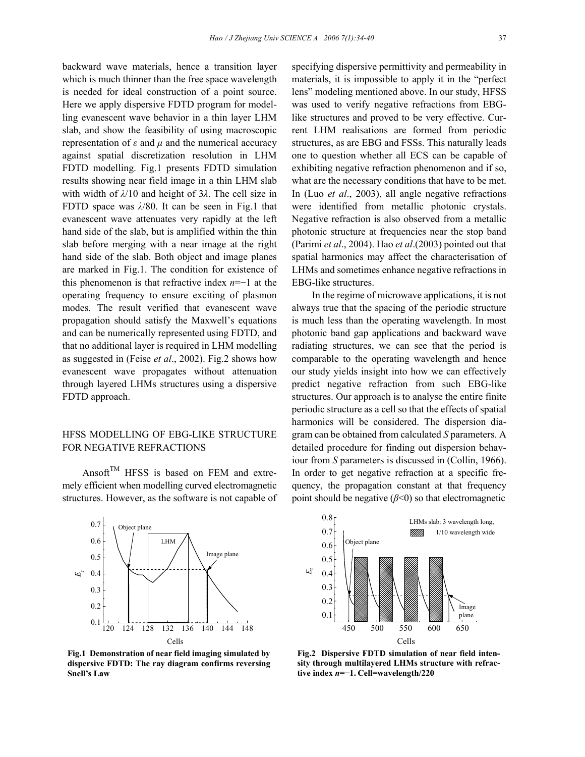backward wave materials, hence a transition layer which is much thinner than the free space wavelength is needed for ideal construction of a point source. Here we apply dispersive FDTD program for modelling evanescent wave behavior in a thin layer LHM slab, and show the feasibility of using macroscopic representation of $\varepsilon$ and $\mu$ and the numerical accuracy against spatial discretization resolution in LHM FDTD modelling. Fig.1 presents FDTD simulation results showing near field image in a thin LHM slab with width of $\lambda/10$ and height of $3\lambda$. The cell size in FDTD space was $\lambda/80$. It can be seen in Fig.1 that evanescent wave attenuates very rapidly at the left hand side of the slab, but is amplified within the thin slab before merging with a near image at the right hand side of the slab. Both object and image planes are marked in Fig.1. The condition for existence of this phenomenon is that refractive index $n=-1$ at the operating frequency to ensure exciting of plasmon modes. The result verified that evanescent wave propagation should satisfy the Maxwell's equations and can be numerically represented using FDTD, and that no additional layer is required in LHM modelling as suggested in (Feise *et al*., 2002). Fig.2 shows how evanescent wave propagates without attenuation through layered LHMs structures using a dispersive FDTD approach.

## HFSS MODELLING OF EBG-LIKE STRUCTURE FOR NEGATIVE REFRACTIONS

Ansoft[TM] HFSS is based on FEM and extremely efficient when modelling curved electromagnetic structures. However, as the software is not capable of specifying dispersive permittivity and permeability in materials, it is impossible to apply it in the "perfect lens" modeling mentioned above. In our study, HFSS was used to verify negative refractions from EBG-like structures and proved to be very effective. Current LHM realisations are formed from periodic structures, as are EBG and FSSs. This naturally leads one to question whether all ECS can be capable of exhibiting negative refraction phenomenon and if so, what are the necessary conditions that have to be met. In (Luo *et al*., 2003), all angle negative refractions were identified from metallic photonic crystals. Negative refraction is also observed from a metallic photonic structure at frequencies near the stop band (Parimi *et al*., 2004). Hao *et al*.(2003) pointed out that spatial harmonics may affect the characterisation of LHMs and sometimes enhance negative refractions in EBG-like structures.

In the regime of microwave applications, it is not always true that the spacing of the periodic structure is much less than the operating wavelength. In most photonic band gap applications and backward wave radiating structures, we can see that the period is comparable to the operating wavelength and hence our study yields insight into how we can effectively predict negative refraction from such EBG-like structures. Our approach is to analyse the entire finite periodic structure as a cell so that the effects of spatial harmonics will be considered. The dispersion diagram can be obtained from calculated *S* parameters. A detailed procedure for finding out dispersion behaviour from *S* parameters is discussed in (Collin, 1966). In order to get negative refraction at a specific frequency, the propagation constant at that frequency point should be negative ($\beta<0$) so that electromagnetic

**Fig.1 Demonstration of near field imaging simulated by dispersive FDTD: The ray diagram confirms reversing Snell's Law**

**Fig.2 Dispersive FDTD simulation of near field intensity through multilayered LHMs structure with refractive index $n=-1$. Cell=wavelength/220**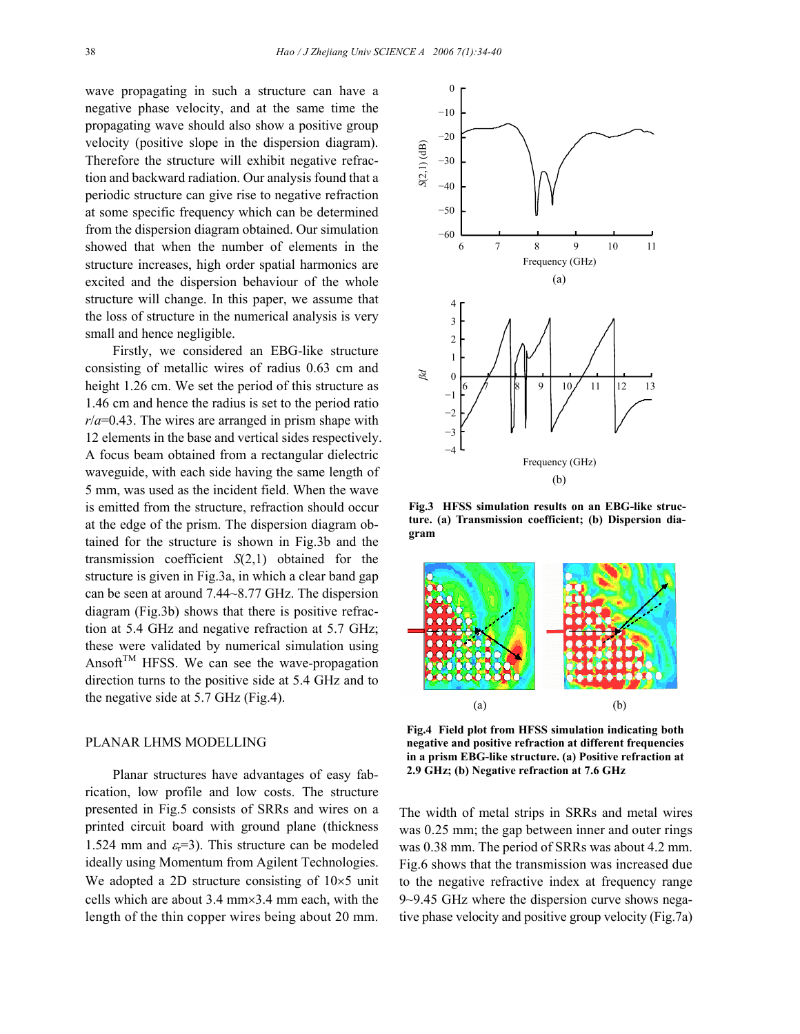wave propagating in such a structure can have a negative phase velocity, and at the same time the propagating wave should also show a positive group velocity (positive slope in the dispersion diagram). Therefore the structure will exhibit negative refraction and backward radiation. Our analysis found that a periodic structure can give rise to negative refraction at some specific frequency which can be determined from the dispersion diagram obtained. Our simulation showed that when the number of elements in the structure increases, high order spatial harmonics are excited and the dispersion behaviour of the whole structure will change. In this paper, we assume that the loss of structure in the numerical analysis is very small and hence negligible.

Firstly, we considered an EBG-like structure consisting of metallic wires of radius 0.63 cm and height 1.26 cm. We set the period of this structure as 1.46 cm and hence the radius is set to the period ratio $r/a$=0.43. The wires are arranged in prism shape with 12 elements in the base and vertical sides respectively. A focus beam obtained from a rectangular dielectric waveguide, with each side having the same length of 5 mm, was used as the incident field. When the wave is emitted from the structure, refraction should occur at the edge of the prism. The dispersion diagram obtained for the structure is shown in Fig.3b and the transmission coefficient $S(2,1)$ obtained for the structure is given in Fig.3a, in which a clear band gap can be seen at around 7.44~8.77 GHz. The dispersion diagram (Fig.3b) shows that there is positive refraction at 5.4 GHz and negative refraction at 5.7 GHz; these were validated by numerical simulation using Ansoft™ HFSS. We can see the wave-propagation direction turns to the positive side at 5.4 GHz and to the negative side at 5.7 GHz (Fig.4).

**Fig.3 HFSS simulation results on an EBG-like structure. (a) Transmission coefficient; (b) Dispersion diagram**

**Fig.4 Field plot from HFSS simulation indicating both negative and positive refraction at different frequencies in a prism EBG-like structure. (a) Positive refraction at 2.9 GHz; (b) Negative refraction at 7.6 GHz**

## PLANAR LHMS MODELLING

Planar structures have advantages of easy fabrication, low profile and low costs. The structure presented in Fig.5 consists of SRRs and wires on a printed circuit board with ground plane (thickness 1.524 mm and $\varepsilon_r$=3). This structure can be modeled ideally using Momentum from Agilent Technologies. We adopted a 2D structure consisting of 10×5 unit cells which are about 3.4 mm×3.4 mm each, with the length of the thin copper wires being about 20 mm. The width of metal strips in SRRs and metal wires was 0.25 mm; the gap between inner and outer rings was 0.38 mm. The period of SRRs was about 4.2 mm. Fig.6 shows that the transmission was increased due to the negative refractive index at frequency range 9~9.45 GHz where the dispersion curve shows negative phase velocity and positive group velocity (Fig.7a)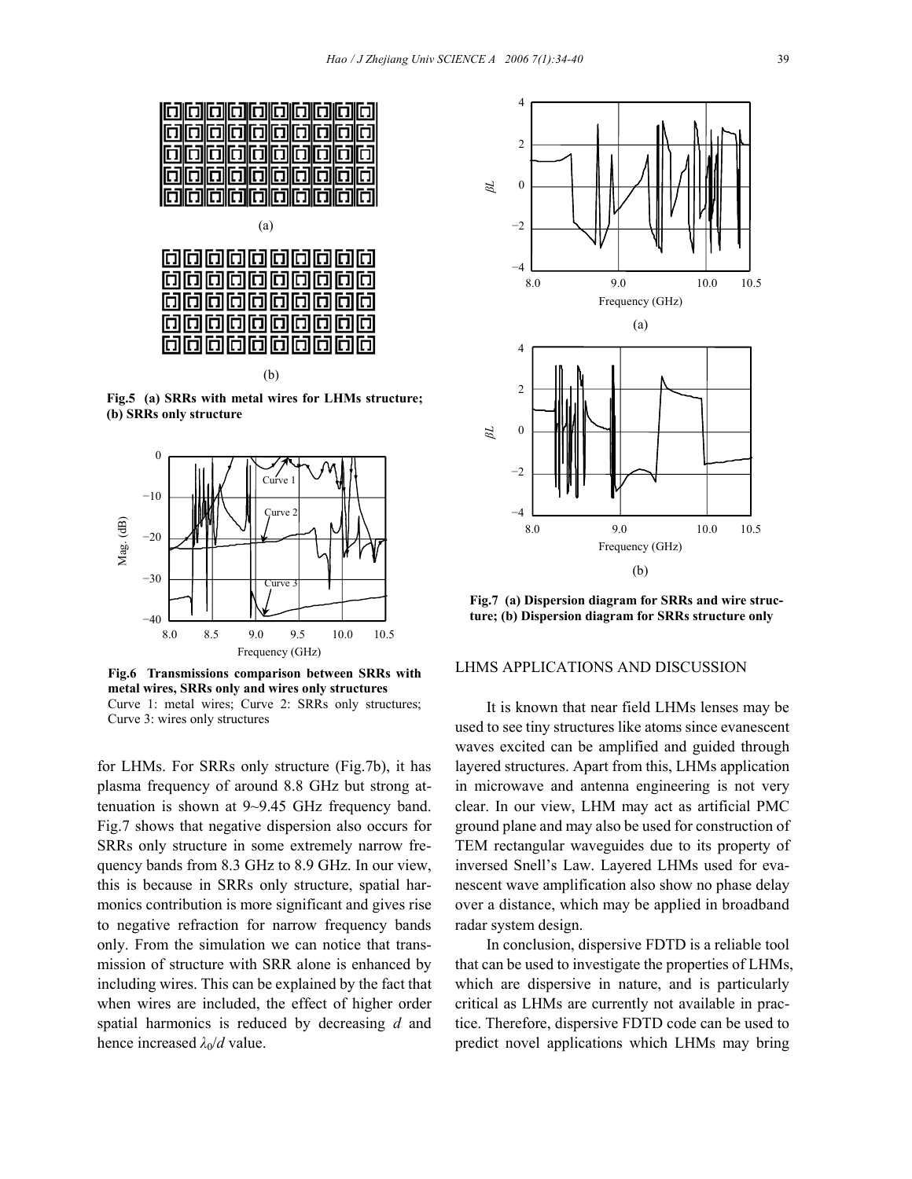Fig.5 (a) SRRs with metal wires for LHMs structure; (b) SRRs only structure

Fig.6 Transmissions comparison between SRRs with metal wires, SRRs only and wires only structures
Curve 1: metal wires; Curve 2: SRRs only structures; Curve 3: wires only structures

for LHMs. For SRRs only structure (Fig.7b), it has plasma frequency of around 8.8 GHz but strong attenuation is shown at 9~9.45 GHz frequency band. Fig.7 shows that negative dispersion also occurs for SRRs only structure in some extremely narrow frequency bands from 8.3 GHz to 8.9 GHz. In our view, this is because in SRRs only structure, spatial harmonics contribution is more significant and gives rise to negative refraction for narrow frequency bands only. From the simulation we can notice that transmission of structure with SRR alone is enhanced by including wires. This can be explained by the fact that when wires are included, the effect of higher order spatial harmonics is reduced by decreasing $d$ and hence increased $\lambda_0/d$ value.

Fig.7 (a) Dispersion diagram for SRRs and wire structure; (b) Dispersion diagram for SRRs structure only

## LHMS APPLICATIONS AND DISCUSSION

It is known that near field LHMs lenses may be used to see tiny structures like atoms since evanescent waves excited can be amplified and guided through layered structures. Apart from this, LHMs application in microwave and antenna engineering is not very clear. In our view, LHM may act as artificial PMC ground plane and may also be used for construction of TEM rectangular waveguides due to its property of inversed Snell's Law. Layered LHMs used for evanescent wave amplification also show no phase delay over a distance, which may be applied in broadband radar system design.

In conclusion, dispersive FDTD is a reliable tool that can be used to investigate the properties of LHMs, which are dispersive in nature, and is particularly critical as LHMs are currently not available in practice. Therefore, dispersive FDTD code can be used to predict novel applications which LHMs may bring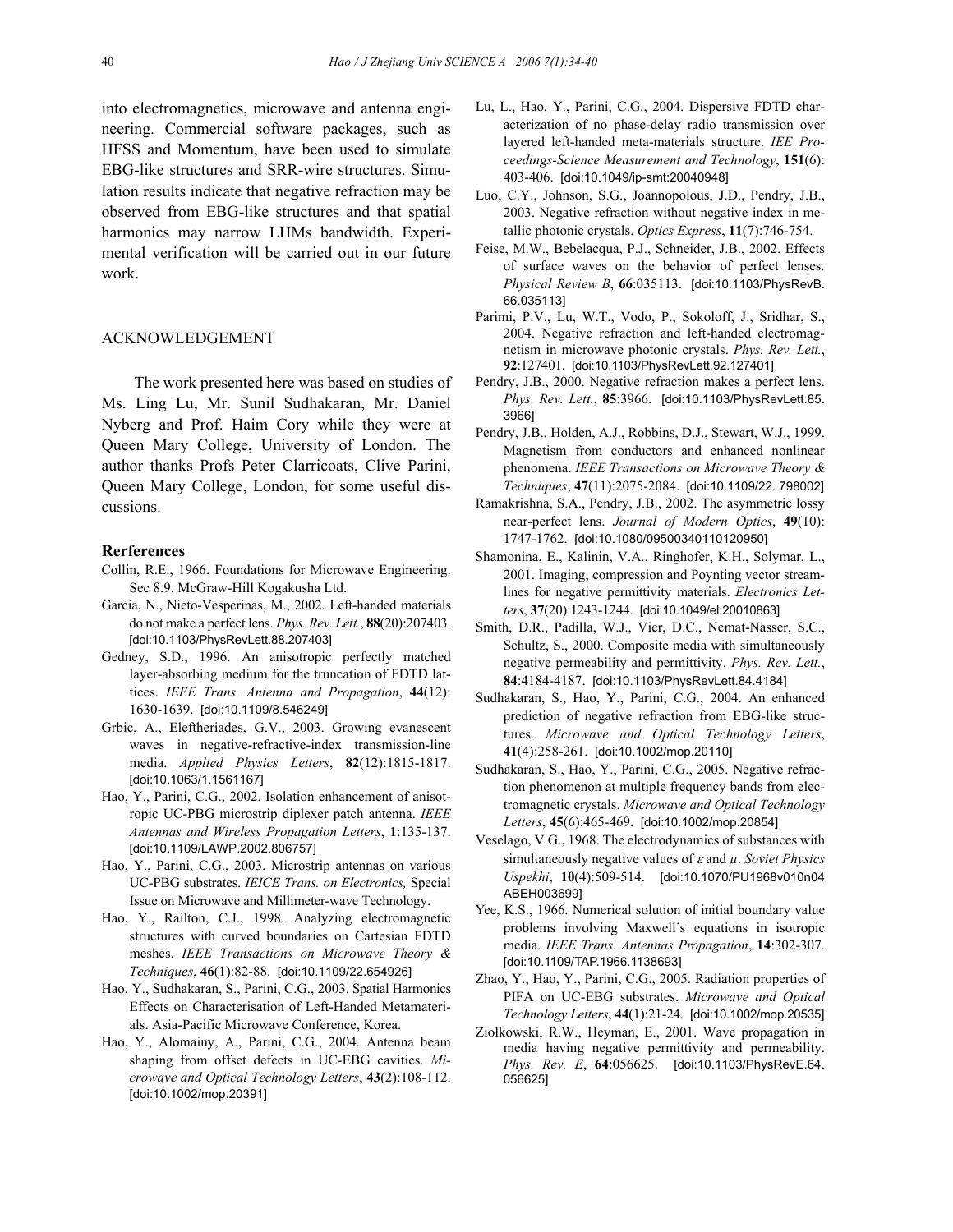into electromagnetics, microwave and antenna engineering. Commercial software packages, such as HFSS and Momentum, have been used to simulate EBG-like structures and SRR-wire structures. Simulation results indicate that negative refraction may be observed from EBG-like structures and that spatial harmonics may narrow LHMs bandwidth. Experimental verification will be carried out in our future work.

## ACKNOWLEDGEMENT

The work presented here was based on studies of Ms. Ling Lu, Mr. Sunil Sudhakaran, Mr. Daniel Nyberg and Prof. Haim Cory while they were at Queen Mary College, University of London. The author thanks Profs Peter Clarricoats, Clive Parini, Queen Mary College, London, for some useful discussions.

## Rerferences

Collin, R.E., 1966. Foundations for Microwave Engineering. Sec 8.9. McGraw-Hill Kogakusha Ltd.

Garcia, N., Nieto-Vesperinas, M., 2002. Left-handed materials do not make a perfect lens. *Phys. Rev. Lett.*, **88**(20):207403. [doi:10.1103/PhysRevLett.88.207403]

Gedney, S.D., 1996. An anisotropic perfectly matched layer-absorbing medium for the truncation of FDTD lattices. *IEEE Trans. Antenna and Propagation*, **44**(12): 1630-1639. [doi:10.1109/8.546249]

Grbic, A., Eleftheriades, G.V., 2003. Growing evanescent waves in negative-refractive-index transmission-line media. *Applied Physics Letters*, **82**(12):1815-1817. [doi:10.1063/1.1561167]

Hao, Y., Parini, C.G., 2002. Isolation enhancement of anisotropic UC-PBG microstrip diplexer patch antenna. *IEEE Antennas and Wireless Propagation Letters*, **1**:135-137. [doi:10.1109/LAWP.2002.806757]

Hao, Y., Parini, C.G., 2003. Microstrip antennas on various UC-PBG substrates. *IEICE Trans. on Electronics,* Special Issue on Microwave and Millimeter-wave Technology.

Hao, Y., Railton, C.J., 1998. Analyzing electromagnetic structures with curved boundaries on Cartesian FDTD meshes. *IEEE Transactions on Microwave Theory & Techniques*, **46**(1):82-88. [doi:10.1109/22.654926]

Hao, Y., Sudhakaran, S., Parini, C.G., 2003. Spatial Harmonics Effects on Characterisation of Left-Handed Metamaterials. Asia-Pacific Microwave Conference, Korea.

Hao, Y., Alomainy, A., Parini, C.G., 2004. Antenna beam shaping from offset defects in UC-EBG cavities. *Microwave and Optical Technology Letters*, **43**(2):108-112. [doi:10.1002/mop.20391]

Lu, L., Hao, Y., Parini, C.G., 2004. Dispersive FDTD characterization of no phase-delay radio transmission over layered left-handed meta-materials structure. *IEE Proceedings-Science Measurement and Technology*, **151**(6): 403-406. [doi:10.1049/ip-smt:20040948]

Luo, C.Y., Johnson, S.G., Joannopolous, J.D., Pendry, J.B., 2003. Negative refraction without negative index in metallic photonic crystals. *Optics Express*, **11**(7):746-754.

Feise, M.W., Bebelacqua, P.J., Schneider, J.B., 2002. Effects of surface waves on the behavior of perfect lenses. *Physical Review B*, **66**:035113. [doi:10.1103/PhysRevB.66.035113]

Parimi, P.V., Lu, W.T., Vodo, P., Sokoloff, J., Sridhar, S., 2004. Negative refraction and left-handed electromagnetism in microwave photonic crystals. *Phys. Rev. Lett.*, **92**:127401. [doi:10.1103/PhysRevLett.92.127401]

Pendry, J.B., 2000. Negative refraction makes a perfect lens. *Phys. Rev. Lett.*, **85**:3966. [doi:10.1103/PhysRevLett.85.3966]

Pendry, J.B., Holden, A.J., Robbins, D.J., Stewart, W.J., 1999. Magnetism from conductors and enhanced nonlinear phenomena. *IEEE Transactions on Microwave Theory & Techniques*, **47**(11):2075-2084. [doi:10.1109/22. 798002]

Ramakrishna, S.A., Pendry, J.B., 2002. The asymmetric lossy near-perfect lens. *Journal of Modern Optics*, **49**(10): 1747-1762. [doi:10.1080/09500340110120950]

Shamonina, E., Kalinin, V.A., Ringhofer, K.H., Solymar, L., 2001. Imaging, compression and Poynting vector streamlines for negative permittivity materials. *Electronics Letters*, **37**(20):1243-1244. [doi:10.1049/el:20010863]

Smith, D.R., Padilla, W.J., Vier, D.C., Nemat-Nasser, S.C., Schultz, S., 2000. Composite media with simultaneously negative permeability and permittivity. *Phys. Rev. Lett.*, **84**:4184-4187. [doi:10.1103/PhysRevLett.84.4184]

Sudhakaran, S., Hao, Y., Parini, C.G., 2004. An enhanced prediction of negative refraction from EBG-like structures. *Microwave and Optical Technology Letters*, **41**(4):258-261. [doi:10.1002/mop.20110]

Sudhakaran, S., Hao, Y., Parini, C.G., 2005. Negative refraction phenomenon at multiple frequency bands from electromagnetic crystals. *Microwave and Optical Technology Letters*, **45**(6):465-469. [doi:10.1002/mop.20854]

Veselago, V.G., 1968. The electrodynamics of substances with simultaneously negative values of $\varepsilon$ and $\mu$. *Soviet Physics Uspekhi*, **10**(4):509-514. [doi:10.1070/PU1968v010n04ABEH003699]

Yee, K.S., 1966. Numerical solution of initial boundary value problems involving Maxwell's equations in isotropic media. *IEEE Trans. Antennas Propagation*, **14**:302-307. [doi:10.1109/TAP.1966.1138693]

Zhao, Y., Hao, Y., Parini, C.G., 2005. Radiation properties of PIFA on UC-EBG substrates. *Microwave and Optical Technology Letters*, **44**(1):21-24. [doi:10.1002/mop.20535]

Ziolkowski, R.W., Heyman, E., 2001. Wave propagation in media having negative permittivity and permeability. *Phys. Rev. E*, **64**:056625. [doi:10.1103/PhysRevE.64.056625]